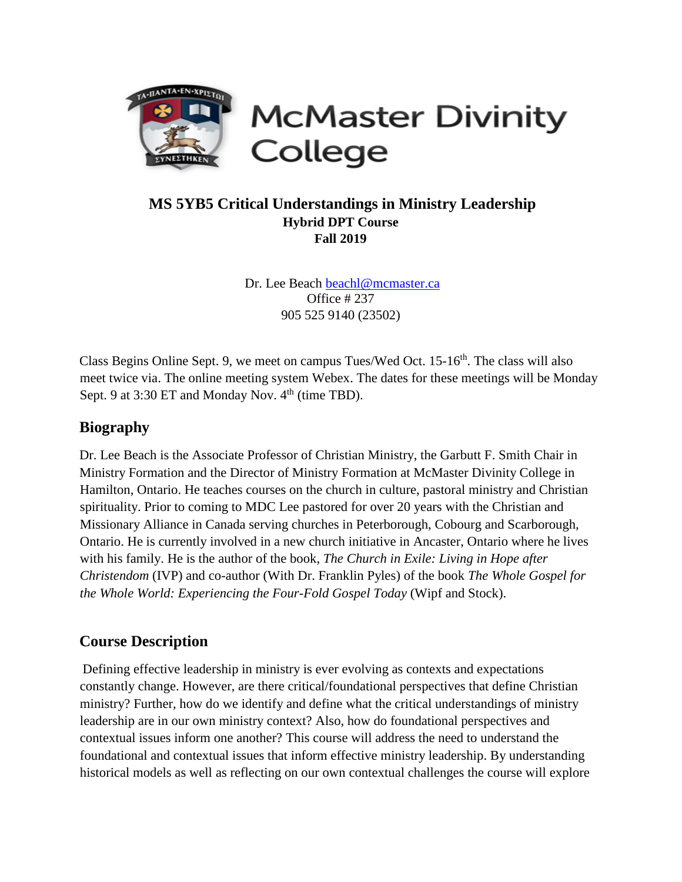McMaster Divinity College

**MS 5YB5 Critical Understandings in Ministry Leadership**
**Hybrid DPT Course**
**Fall 2019**

Dr. Lee Beach beachl@mcmaster.ca
Office # 237
905 525 9140 (23502)

Class Begins Online Sept. 9, we meet on campus Tues/Wed Oct. 15-16th. The class will also meet twice via. The online meeting system Webex. The dates for these meetings will be Monday Sept. 9 at 3:30 ET and Monday Nov. 4th (time TBD).

## Biography

Dr. Lee Beach is the Associate Professor of Christian Ministry, the Garbutt F. Smith Chair in Ministry Formation and the Director of Ministry Formation at McMaster Divinity College in Hamilton, Ontario. He teaches courses on the church in culture, pastoral ministry and Christian spirituality. Prior to coming to MDC Lee pastored for over 20 years with the Christian and Missionary Alliance in Canada serving churches in Peterborough, Cobourg and Scarborough, Ontario. He is currently involved in a new church initiative in Ancaster, Ontario where he lives with his family. He is the author of the book, *The Church in Exile: Living in Hope after Christendom* (IVP) and co-author (With Dr. Franklin Pyles) of the book *The Whole Gospel for the Whole World: Experiencing the Four-Fold Gospel Today* (Wipf and Stock).

## Course Description

Defining effective leadership in ministry is ever evolving as contexts and expectations constantly change. However, are there critical/foundational perspectives that define Christian ministry? Further, how do we identify and define what the critical understandings of ministry leadership are in our own ministry context? Also, how do foundational perspectives and contextual issues inform one another? This course will address the need to understand the foundational and contextual issues that inform effective ministry leadership. By understanding historical models as well as reflecting on our own contextual challenges the course will explore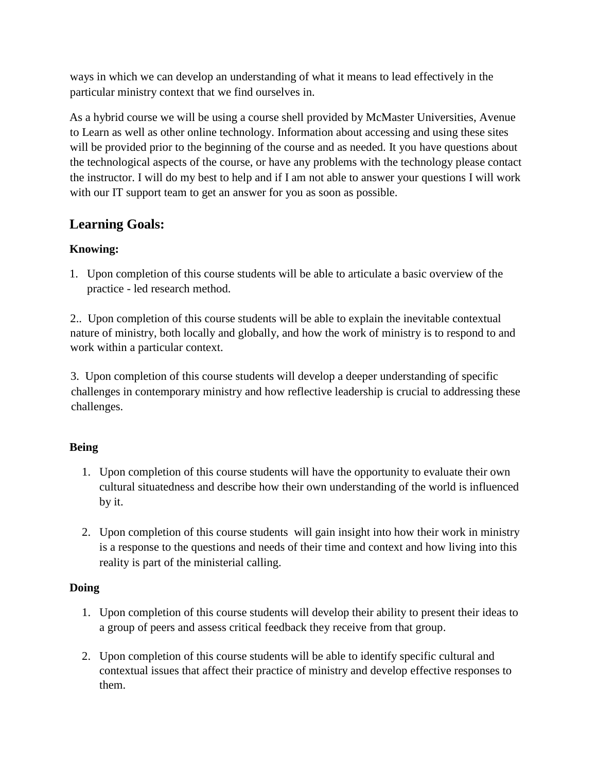ways in which we can develop an understanding of what it means to lead effectively in the particular ministry context that we find ourselves in.

As a hybrid course we will be using a course shell provided by McMaster Universities, Avenue to Learn as well as other online technology. Information about accessing and using these sites will be provided prior to the beginning of the course and as needed. It you have questions about the technological aspects of the course, or have any problems with the technology please contact the instructor. I will do my best to help and if I am not able to answer your questions I will work with our IT support team to get an answer for you as soon as possible.

## Learning Goals:

**Knowing:**

1. Upon completion of this course students will be able to articulate a basic overview of the practice - led research method.

2.. Upon completion of this course students will be able to explain the inevitable contextual nature of ministry, both locally and globally, and how the work of ministry is to respond to and work within a particular context.

3. Upon completion of this course students will develop a deeper understanding of specific challenges in contemporary ministry and how reflective leadership is crucial to addressing these challenges.

**Being**

1. Upon completion of this course students will have the opportunity to evaluate their own cultural situatedness and describe how their own understanding of the world is influenced by it.

2. Upon completion of this course students will gain insight into how their work in ministry is a response to the questions and needs of their time and context and how living into this reality is part of the ministerial calling.

**Doing**

1. Upon completion of this course students will develop their ability to present their ideas to a group of peers and assess critical feedback they receive from that group.

2. Upon completion of this course students will be able to identify specific cultural and contextual issues that affect their practice of ministry and develop effective responses to them.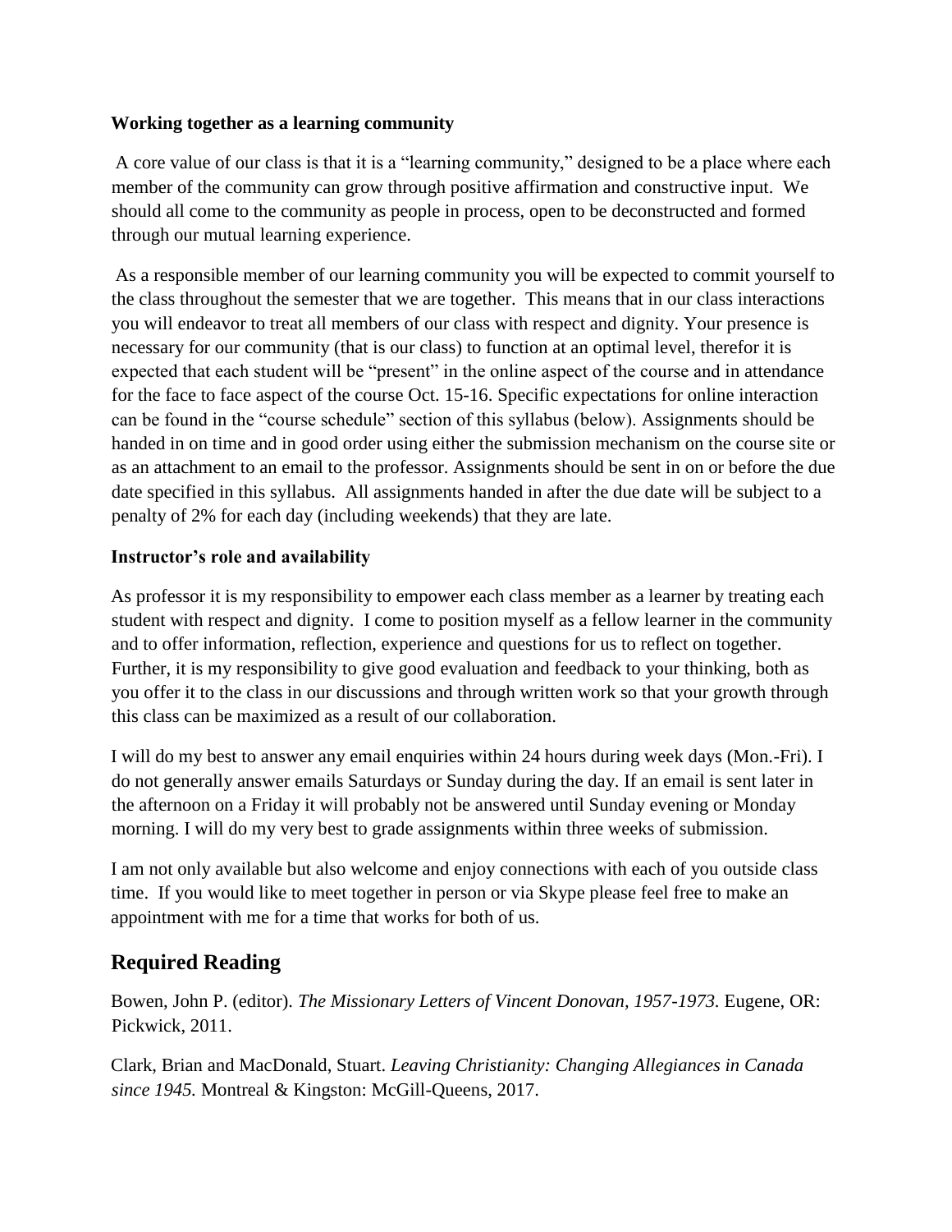**Working together as a learning community**

A core value of our class is that it is a "learning community," designed to be a place where each member of the community can grow through positive affirmation and constructive input. We should all come to the community as people in process, open to be deconstructed and formed through our mutual learning experience.

As a responsible member of our learning community you will be expected to commit yourself to the class throughout the semester that we are together. This means that in our class interactions you will endeavor to treat all members of our class with respect and dignity. Your presence is necessary for our community (that is our class) to function at an optimal level, therefor it is expected that each student will be "present" in the online aspect of the course and in attendance for the face to face aspect of the course Oct. 15-16. Specific expectations for online interaction can be found in the "course schedule" section of this syllabus (below). Assignments should be handed in on time and in good order using either the submission mechanism on the course site or as an attachment to an email to the professor. Assignments should be sent in on or before the due date specified in this syllabus. All assignments handed in after the due date will be subject to a penalty of 2% for each day (including weekends) that they are late.

**Instructor's role and availability**

As professor it is my responsibility to empower each class member as a learner by treating each student with respect and dignity. I come to position myself as a fellow learner in the community and to offer information, reflection, experience and questions for us to reflect on together. Further, it is my responsibility to give good evaluation and feedback to your thinking, both as you offer it to the class in our discussions and through written work so that your growth through this class can be maximized as a result of our collaboration.

I will do my best to answer any email enquiries within 24 hours during week days (Mon.-Fri). I do not generally answer emails Saturdays or Sunday during the day. If an email is sent later in the afternoon on a Friday it will probably not be answered until Sunday evening or Monday morning. I will do my very best to grade assignments within three weeks of submission.

I am not only available but also welcome and enjoy connections with each of you outside class time. If you would like to meet together in person or via Skype please feel free to make an appointment with me for a time that works for both of us.

## Required Reading

Bowen, John P. (editor). *The Missionary Letters of Vincent Donovan, 1957-1973.* Eugene, OR: Pickwick, 2011.

Clark, Brian and MacDonald, Stuart. *Leaving Christianity: Changing Allegiances in Canada since 1945.* Montreal & Kingston: McGill-Queens, 2017.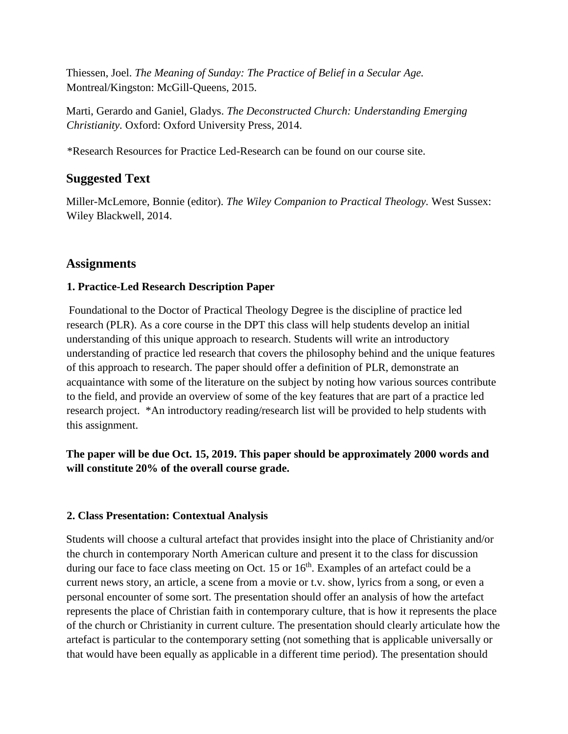Thiessen, Joel. *The Meaning of Sunday: The Practice of Belief in a Secular Age.* Montreal/Kingston: McGill-Queens, 2015.

Marti, Gerardo and Ganiel, Gladys. *The Deconstructed Church: Understanding Emerging Christianity.* Oxford: Oxford University Press, 2014.

*Research Resources for Practice Led-Research can be found on our course site.

## Suggested Text

Miller-McLemore, Bonnie (editor). *The Wiley Companion to Practical Theology.* West Sussex: Wiley Blackwell, 2014.

## Assignments

### 1. Practice-Led Research Description Paper

Foundational to the Doctor of Practical Theology Degree is the discipline of practice led research (PLR). As a core course in the DPT this class will help students develop an initial understanding of this unique approach to research. Students will write an introductory understanding of practice led research that covers the philosophy behind and the unique features of this approach to research. The paper should offer a definition of PLR, demonstrate an acquaintance with some of the literature on the subject by noting how various sources contribute to the field, and provide an overview of some of the key features that are part of a practice led research project. *An introductory reading/research list will be provided to help students with this assignment.

**The paper will be due Oct. 15, 2019. This paper should be approximately 2000 words and will constitute 20% of the overall course grade.**

### 2. Class Presentation: Contextual Analysis

Students will choose a cultural artefact that provides insight into the place of Christianity and/or the church in contemporary North American culture and present it to the class for discussion during our face to face class meeting on Oct. 15 or 16th. Examples of an artefact could be a current news story, an article, a scene from a movie or t.v. show, lyrics from a song, or even a personal encounter of some sort. The presentation should offer an analysis of how the artefact represents the place of Christian faith in contemporary culture, that is how it represents the place of the church or Christianity in current culture. The presentation should clearly articulate how the artefact is particular to the contemporary setting (not something that is applicable universally or that would have been equally as applicable in a different time period). The presentation should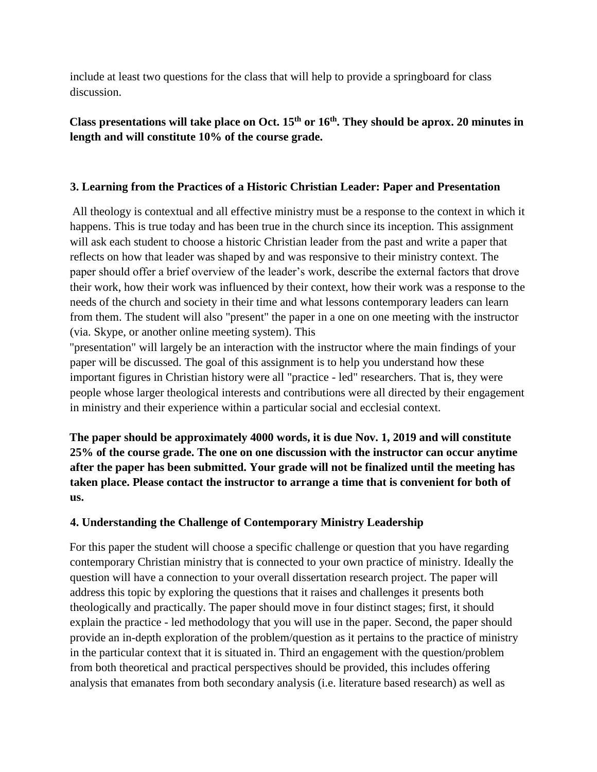include at least two questions for the class that will help to provide a springboard for class discussion.

**Class presentations will take place on Oct. 15th or 16th. They should be aprox. 20 minutes in length and will constitute 10% of the course grade.**

### 3. Learning from the Practices of a Historic Christian Leader: Paper and Presentation

All theology is contextual and all effective ministry must be a response to the context in which it happens. This is true today and has been true in the church since its inception. This assignment will ask each student to choose a historic Christian leader from the past and write a paper that reflects on how that leader was shaped by and was responsive to their ministry context. The paper should offer a brief overview of the leader's work, describe the external factors that drove their work, how their work was influenced by their context, how their work was a response to the needs of the church and society in their time and what lessons contemporary leaders can learn from them. The student will also "present" the paper in a one on one meeting with the instructor (via. Skype, or another online meeting system). This "presentation" will largely be an interaction with the instructor where the main findings of your paper will be discussed. The goal of this assignment is to help you understand how these important figures in Christian history were all "practice - led" researchers. That is, they were people whose larger theological interests and contributions were all directed by their engagement in ministry and their experience within a particular social and ecclesial context.

**The paper should be approximately 4000 words, it is due Nov. 1, 2019 and will constitute 25% of the course grade. The one on one discussion with the instructor can occur anytime after the paper has been submitted. Your grade will not be finalized until the meeting has taken place. Please contact the instructor to arrange a time that is convenient for both of us.**

### 4. Understanding the Challenge of Contemporary Ministry Leadership

For this paper the student will choose a specific challenge or question that you have regarding contemporary Christian ministry that is connected to your own practice of ministry. Ideally the question will have a connection to your overall dissertation research project. The paper will address this topic by exploring the questions that it raises and challenges it presents both theologically and practically. The paper should move in four distinct stages; first, it should explain the practice - led methodology that you will use in the paper. Second, the paper should provide an in-depth exploration of the problem/question as it pertains to the practice of ministry in the particular context that it is situated in. Third an engagement with the question/problem from both theoretical and practical perspectives should be provided, this includes offering analysis that emanates from both secondary analysis (i.e. literature based research) as well as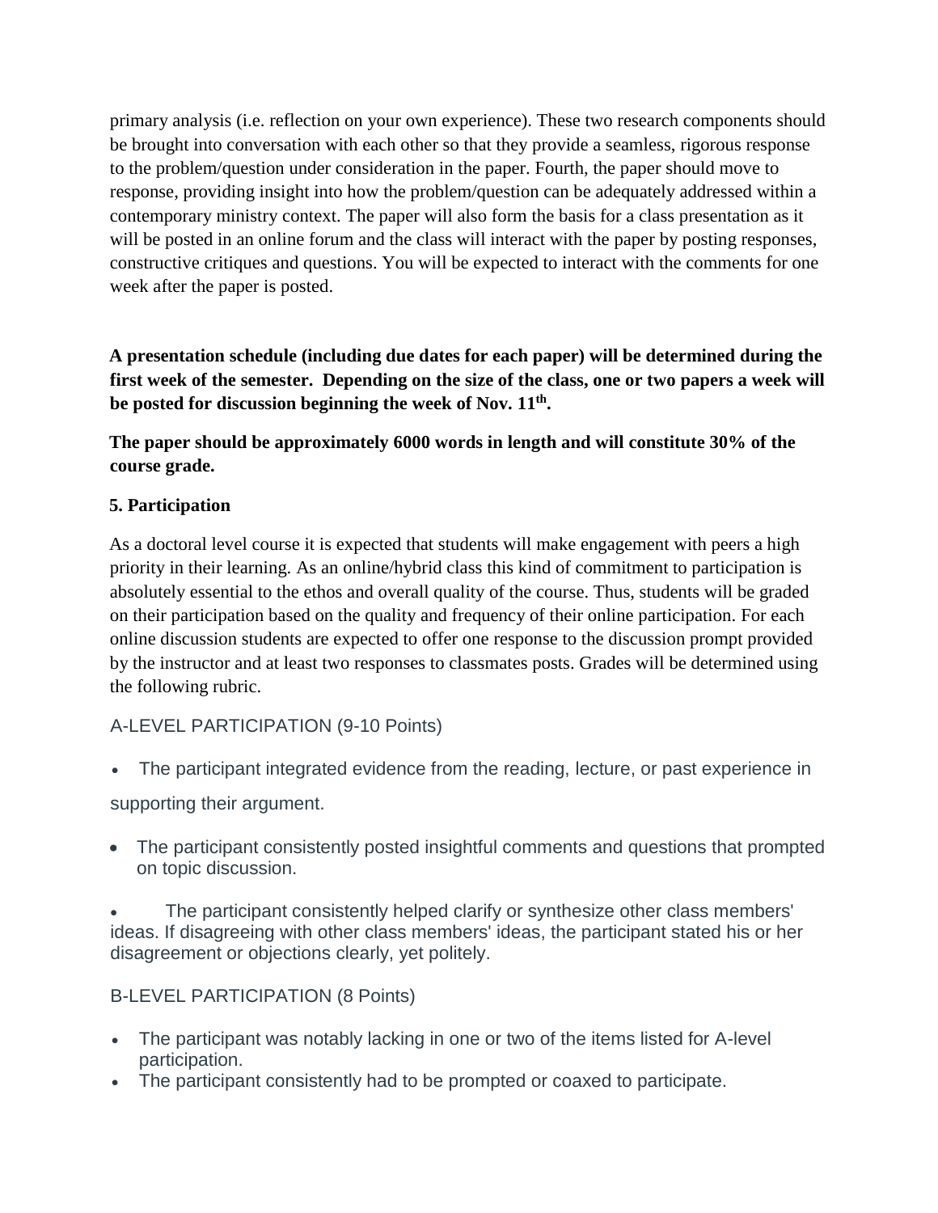primary analysis (i.e. reflection on your own experience). These two research components should be brought into conversation with each other so that they provide a seamless, rigorous response to the problem/question under consideration in the paper. Fourth, the paper should move to response, providing insight into how the problem/question can be adequately addressed within a contemporary ministry context. The paper will also form the basis for a class presentation as it will be posted in an online forum and the class will interact with the paper by posting responses, constructive critiques and questions. You will be expected to interact with the comments for one week after the paper is posted.

**A presentation schedule (including due dates for each paper) will be determined during the first week of the semester. Depending on the size of the class, one or two papers a week will be posted for discussion beginning the week of Nov. 11th.**

**The paper should be approximately 6000 words in length and will constitute 30% of the course grade.**

### 5. Participation

As a doctoral level course it is expected that students will make engagement with peers a high priority in their learning. As an online/hybrid class this kind of commitment to participation is absolutely essential to the ethos and overall quality of the course. Thus, students will be graded on their participation based on the quality and frequency of their online participation. For each online discussion students are expected to offer one response to the discussion prompt provided by the instructor and at least two responses to classmates posts. Grades will be determined using the following rubric.

#### A-LEVEL PARTICIPATION (9-10 Points)

- The participant integrated evidence from the reading, lecture, or past experience in supporting their argument.
- The participant consistently posted insightful comments and questions that prompted on topic discussion.
- The participant consistently helped clarify or synthesize other class members' ideas. If disagreeing with other class members' ideas, the participant stated his or her disagreement or objections clearly, yet politely.

#### B-LEVEL PARTICIPATION (8 Points)

- The participant was notably lacking in one or two of the items listed for A-level participation.
- The participant consistently had to be prompted or coaxed to participate.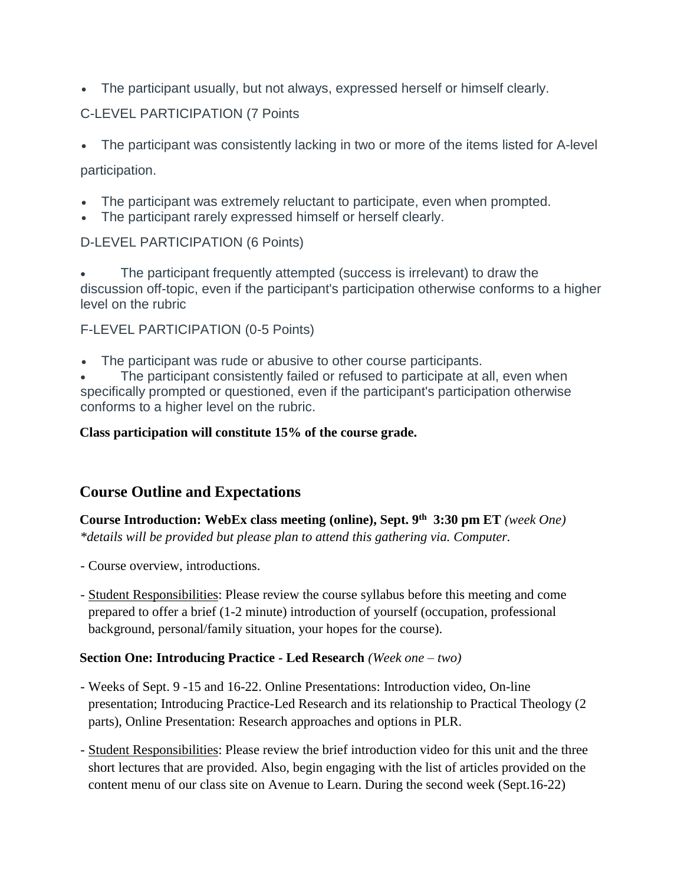- The participant usually, but not always, expressed herself or himself clearly.

C-LEVEL PARTICIPATION (7 Points

- The participant was consistently lacking in two or more of the items listed for A-level participation.
- The participant was extremely reluctant to participate, even when prompted.
- The participant rarely expressed himself or herself clearly.

D-LEVEL PARTICIPATION (6 Points)

- The participant frequently attempted (success is irrelevant) to draw the discussion off-topic, even if the participant's participation otherwise conforms to a higher level on the rubric

F-LEVEL PARTICIPATION (0-5 Points)

- The participant was rude or abusive to other course participants.
- The participant consistently failed or refused to participate at all, even when specifically prompted or questioned, even if the participant's participation otherwise conforms to a higher level on the rubric.

**Class participation will constitute 15% of the course grade.**

## Course Outline and Expectations

**Course Introduction: WebEx class meeting (online), Sept. 9th 3:30 pm ET** *(week One)*
*\*details will be provided but please plan to attend this gathering via. Computer.*

- Course overview, introductions.

- Student Responsibilities: Please review the course syllabus before this meeting and come prepared to offer a brief (1-2 minute) introduction of yourself (occupation, professional background, personal/family situation, your hopes for the course).

**Section One: Introducing Practice - Led Research** *(Week one – two)*

- Weeks of Sept. 9 -15 and 16-22. Online Presentations: Introduction video, On-line presentation; Introducing Practice-Led Research and its relationship to Practical Theology (2 parts), Online Presentation: Research approaches and options in PLR.

- Student Responsibilities: Please review the brief introduction video for this unit and the three short lectures that are provided. Also, begin engaging with the list of articles provided on the content menu of our class site on Avenue to Learn. During the second week (Sept.16-22)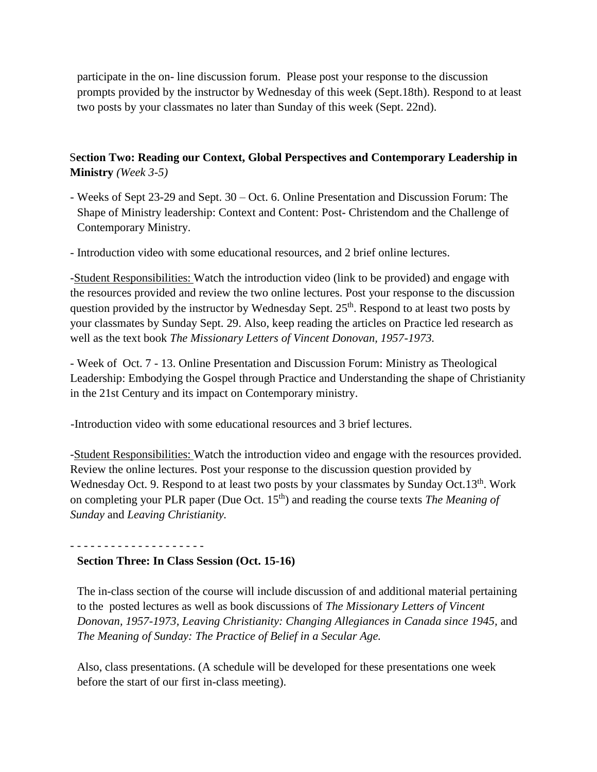participate in the on- line discussion forum. Please post your response to the discussion prompts provided by the instructor by Wednesday of this week (Sept.18th). Respond to at least two posts by your classmates no later than Sunday of this week (Sept. 22nd).

**Section Two: Reading our Context, Global Perspectives and Contemporary Leadership in Ministry** *(Week 3-5)*

- Weeks of Sept 23-29 and Sept. 30 – Oct. 6. Online Presentation and Discussion Forum: The Shape of Ministry leadership: Context and Content: Post- Christendom and the Challenge of Contemporary Ministry.

- Introduction video with some educational resources, and 2 brief online lectures.

-Student Responsibilities: Watch the introduction video (link to be provided) and engage with the resources provided and review the two online lectures. Post your response to the discussion question provided by the instructor by Wednesday Sept. 25th. Respond to at least two posts by your classmates by Sunday Sept. 29. Also, keep reading the articles on Practice led research as well as the text book *The Missionary Letters of Vincent Donovan, 1957-1973.*

- Week of Oct. 7 - 13. Online Presentation and Discussion Forum: Ministry as Theological Leadership: Embodying the Gospel through Practice and Understanding the shape of Christianity in the 21st Century and its impact on Contemporary ministry.

-Introduction video with some educational resources and 3 brief lectures.

-Student Responsibilities: Watch the introduction video and engage with the resources provided. Review the online lectures. Post your response to the discussion question provided by Wednesday Oct. 9. Respond to at least two posts by your classmates by Sunday Oct.13th. Work on completing your PLR paper (Due Oct. 15th) and reading the course texts *The Meaning of Sunday* and *Leaving Christianity.*

- - - - - - - - - - - - - - - - - - -

**Section Three: In Class Session (Oct. 15-16)**

The in-class section of the course will include discussion of and additional material pertaining to the posted lectures as well as book discussions of *The Missionary Letters of Vincent Donovan, 1957-1973, Leaving Christianity: Changing Allegiances in Canada since 1945,* and *The Meaning of Sunday: The Practice of Belief in a Secular Age.*

Also, class presentations. (A schedule will be developed for these presentations one week before the start of our first in-class meeting).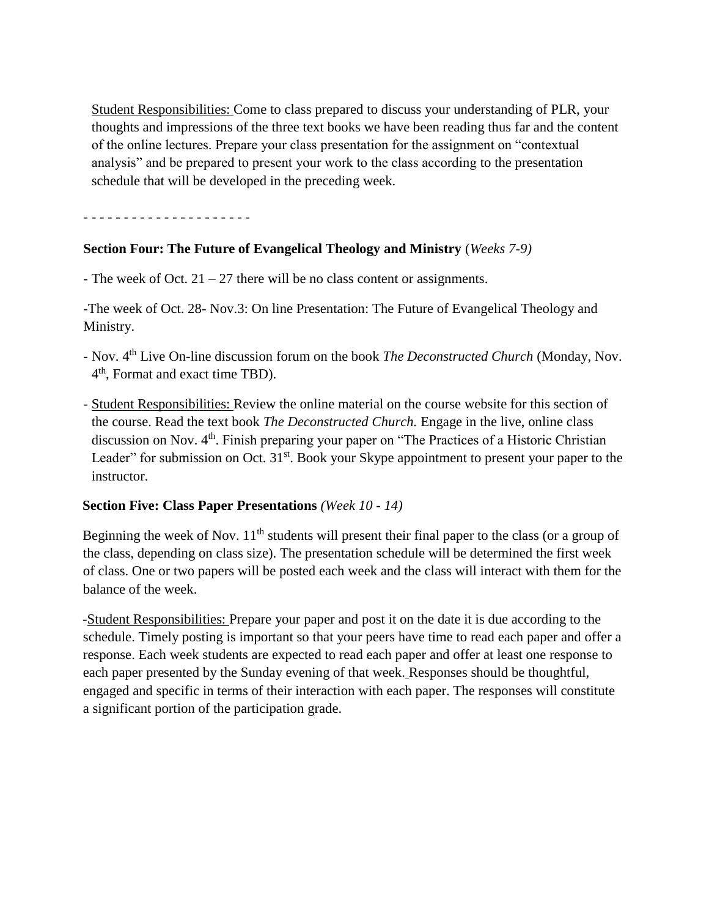Student Responsibilities: Come to class prepared to discuss your understanding of PLR, your thoughts and impressions of the three text books we have been reading thus far and the content of the online lectures. Prepare your class presentation for the assignment on "contextual analysis" and be prepared to present your work to the class according to the presentation schedule that will be developed in the preceding week.

- - - - - - - - - - - - - - - - - - - - -

**Section Four: The Future of Evangelical Theology and Ministry** (*Weeks 7-9)*

- The week of Oct. 21 – 27 there will be no class content or assignments.

-The week of Oct. 28- Nov.3: On line Presentation: The Future of Evangelical Theology and Ministry.

- Nov. 4th Live On-line discussion forum on the book *The Deconstructed Church* (Monday, Nov. 4th, Format and exact time TBD).

- Student Responsibilities: Review the online material on the course website for this section of the course. Read the text book *The Deconstructed Church.* Engage in the live, online class discussion on Nov. 4th. Finish preparing your paper on "The Practices of a Historic Christian Leader" for submission on Oct. 31st. Book your Skype appointment to present your paper to the instructor.

**Section Five: Class Paper Presentations** *(Week 10 - 14)*

Beginning the week of Nov. 11th students will present their final paper to the class (or a group of the class, depending on class size). The presentation schedule will be determined the first week of class. One or two papers will be posted each week and the class will interact with them for the balance of the week.

-Student Responsibilities: Prepare your paper and post it on the date it is due according to the schedule. Timely posting is important so that your peers have time to read each paper and offer a response. Each week students are expected to read each paper and offer at least one response to each paper presented by the Sunday evening of that week. Responses should be thoughtful, engaged and specific in terms of their interaction with each paper. The responses will constitute a significant portion of the participation grade.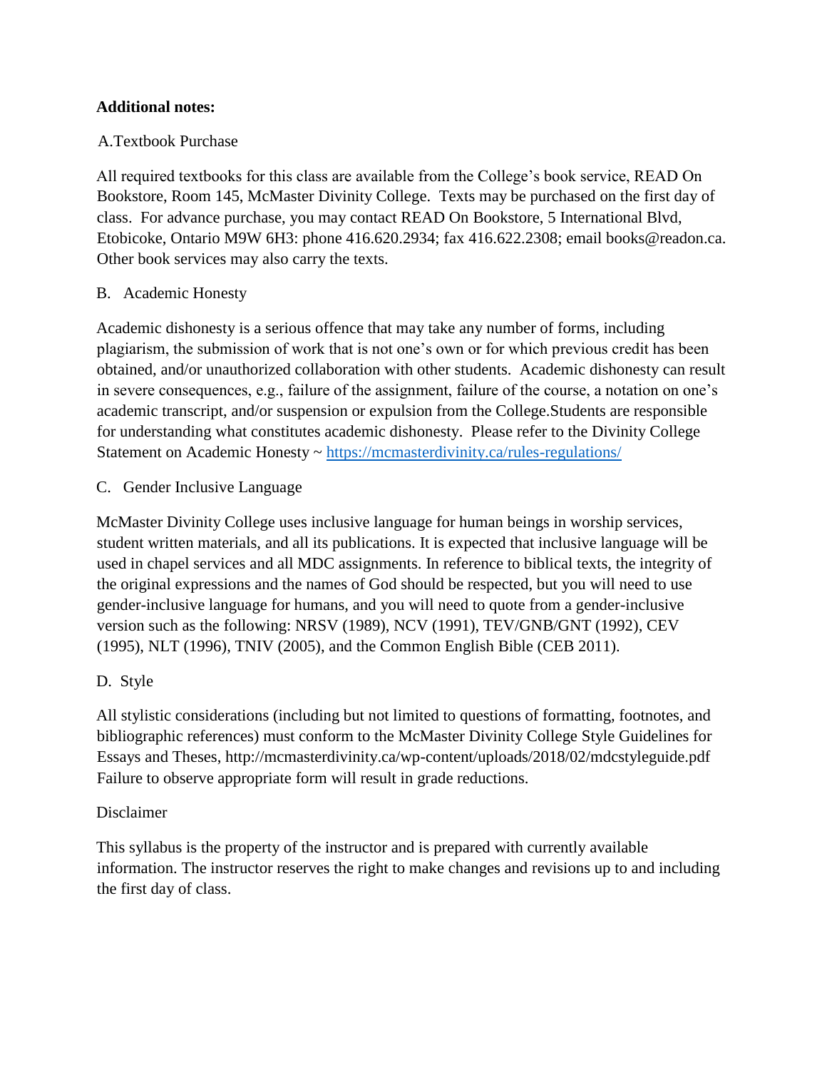**Additional notes:**

A.Textbook Purchase

All required textbooks for this class are available from the College's book service, READ On Bookstore, Room 145, McMaster Divinity College. Texts may be purchased on the first day of class. For advance purchase, you may contact READ On Bookstore, 5 International Blvd, Etobicoke, Ontario M9W 6H3: phone 416.620.2934; fax 416.622.2308; email books@readon.ca. Other book services may also carry the texts.

B. Academic Honesty

Academic dishonesty is a serious offence that may take any number of forms, including plagiarism, the submission of work that is not one's own or for which previous credit has been obtained, and/or unauthorized collaboration with other students. Academic dishonesty can result in severe consequences, e.g., failure of the assignment, failure of the course, a notation on one's academic transcript, and/or suspension or expulsion from the College.Students are responsible for understanding what constitutes academic dishonesty. Please refer to the Divinity College Statement on Academic Honesty ~ https://mcmasterdivinity.ca/rules-regulations/

C. Gender Inclusive Language

McMaster Divinity College uses inclusive language for human beings in worship services, student written materials, and all its publications. It is expected that inclusive language will be used in chapel services and all MDC assignments. In reference to biblical texts, the integrity of the original expressions and the names of God should be respected, but you will need to use gender-inclusive language for humans, and you will need to quote from a gender-inclusive version such as the following: NRSV (1989), NCV (1991), TEV/GNB/GNT (1992), CEV (1995), NLT (1996), TNIV (2005), and the Common English Bible (CEB 2011).

D. Style

All stylistic considerations (including but not limited to questions of formatting, footnotes, and bibliographic references) must conform to the McMaster Divinity College Style Guidelines for Essays and Theses, http://mcmasterdivinity.ca/wp-content/uploads/2018/02/mdcstyleguide.pdf Failure to observe appropriate form will result in grade reductions.

Disclaimer

This syllabus is the property of the instructor and is prepared with currently available information. The instructor reserves the right to make changes and revisions up to and including the first day of class.